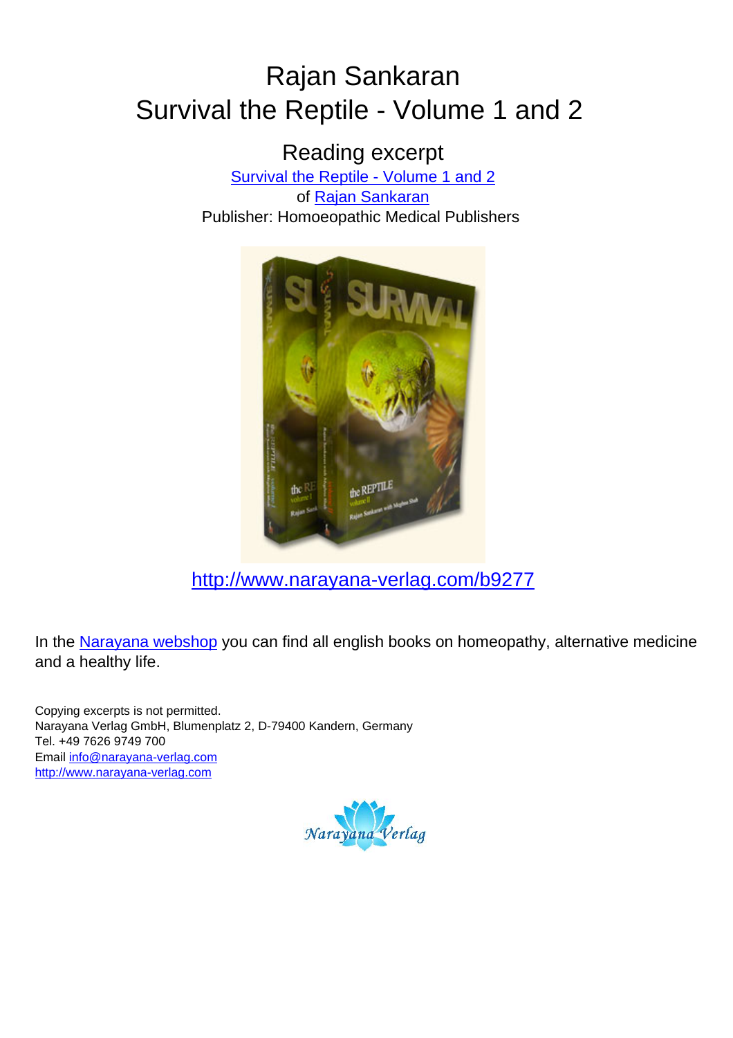# Rajan Sankaran
# Survival the Reptile - Volume 1 and 2

## Reading excerpt

[Survival the Reptile - Volume 1 and 2](http://www.narayana-verlag.com/b9277)
of [Rajan Sankaran](http://www.narayana-verlag.com)
Publisher: Homoeopathic Medical Publishers

[http://www.narayana-verlag.com/b9277](http://www.narayana-verlag.com/b9277)

In the [Narayana webshop](http://www.narayana-verlag.com) you can find all english books on homeopathy, alternative medicine and a healthy life.

Copying excerpts is not permitted.
Narayana Verlag GmbH, Blumenplatz 2, D-79400 Kandern, Germany
Tel. +49 7626 9749 700
Email [info@narayana-verlag.com](mailto:info@narayana-verlag.com)
[http://www.narayana-verlag.com](http://www.narayana-verlag.com)

Narayana Verlag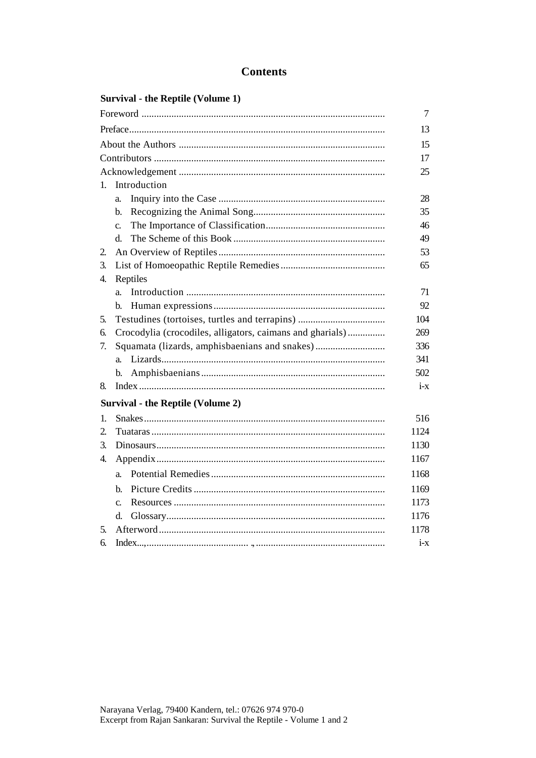# Contents

## Survival - the Reptile (Volume 1)

| | |
|---|---|
| Foreword | 7 |
| Preface | 13 |
| About the Authors | 15 |
| Contributors | 17 |
| Acknowledgement | 25 |
| 1. Introduction | |
| a. Inquiry into the Case | 28 |
| b. Recognizing the Animal Song | 35 |
| c. The Importance of Classification | 46 |
| d. The Scheme of this Book | 49 |
| 2. An Overview of Reptiles | 53 |
| 3. List of Homoeopathic Reptile Remedies | 65 |
| 4. Reptiles | |
| a. Introduction | 71 |
| b. Human expressions | 92 |
| 5. Testudines (tortoises, turtles and terrapins) | 104 |
| 6. Crocodylia (crocodiles, alligators, caimans and gharials) | 269 |
| 7. Squamata (lizards, amphisbaenians and snakes) | 336 |
| a. Lizards | 341 |
| b. Amphisbaenians | 502 |
| 8. Index | i-x |

## Survival - the Reptile (Volume 2)

| | |
|---|---|
| 1. Snakes | 516 |
| 2. Tuataras | 1124 |
| 3. Dinosaurs | 1130 |
| 4. Appendix | 1167 |
| a. Potential Remedies | 1168 |
| b. Picture Credits | 1169 |
| c. Resources | 1173 |
| d. Glossary | 1176 |
| 5. Afterword | 1178 |
| 6. Index | i-x |

Narayana Verlag, 79400 Kandern, tel.: 07626 974 970-0
Excerpt from Rajan Sankaran: Survival the Reptile - Volume 1 and 2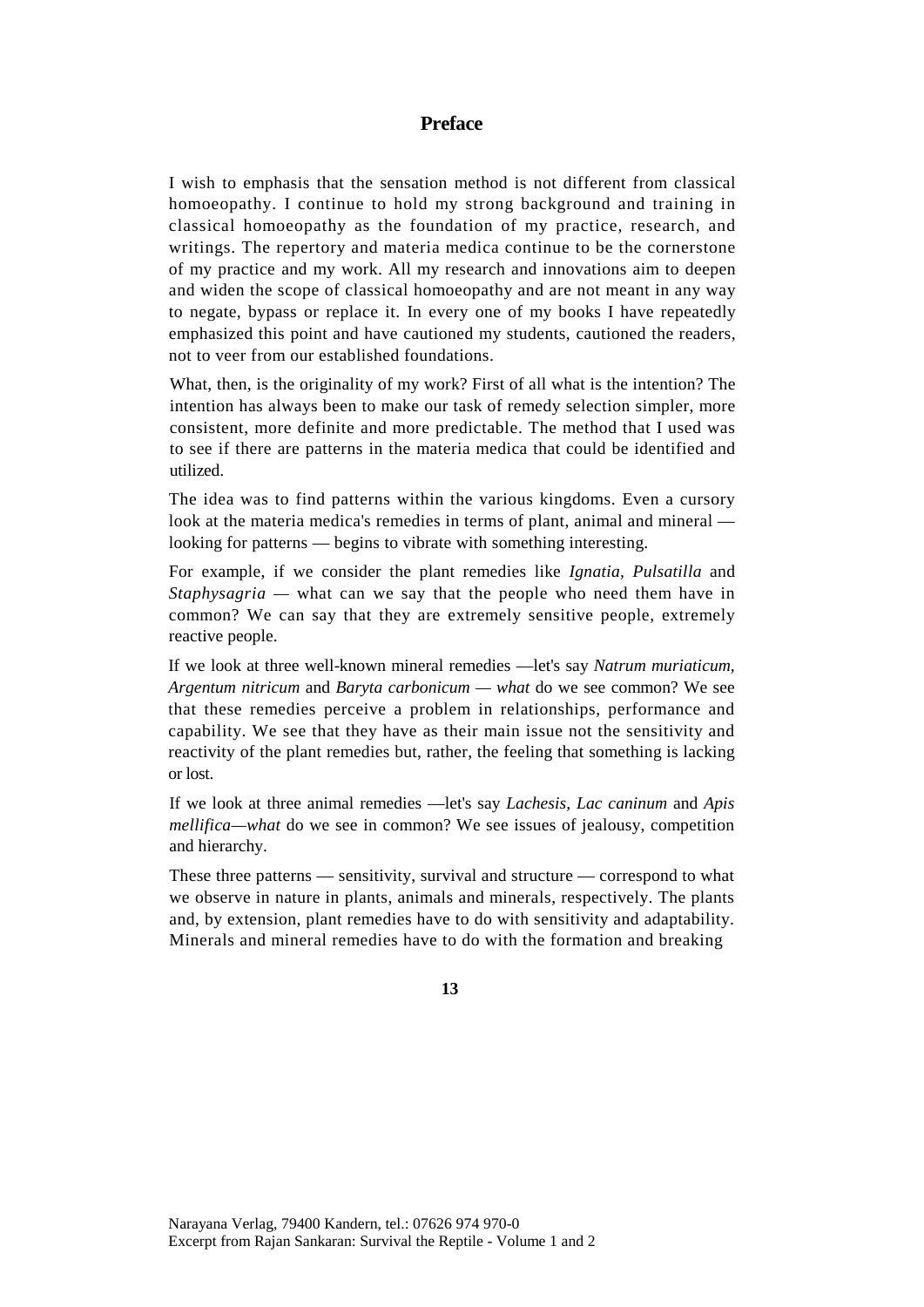# Preface

I wish to emphasis that the sensation method is not different from classical homoeopathy. I continue to hold my strong background and training in classical homoeopathy as the foundation of my practice, research, and writings. The repertory and materia medica continue to be the cornerstone of my practice and my work. All my research and innovations aim to deepen and widen the scope of classical homoeopathy and are not meant in any way to negate, bypass or replace it. In every one of my books I have repeatedly emphasized this point and have cautioned my students, cautioned the readers, not to veer from our established foundations.

What, then, is the originality of my work? First of all what is the intention? The intention has always been to make our task of remedy selection simpler, more consistent, more definite and more predictable. The method that I used was to see if there are patterns in the materia medica that could be identified and utilized.

The idea was to find patterns within the various kingdoms. Even a cursory look at the materia medica's remedies in terms of plant, animal and mineral — looking for patterns — begins to vibrate with something interesting.

For example, if we consider the plant remedies like *Ignatia, Pulsatilla* and *Staphysagria* — what can we say that the people who need them have in common? We can say that they are extremely sensitive people, extremely reactive people.

If we look at three well-known mineral remedies —let's say *Natrum muriaticum, Argentum nitricum* and *Baryta carbonicum — what* do we see common? We see that these remedies perceive a problem in relationships, performance and capability. We see that they have as their main issue not the sensitivity and reactivity of the plant remedies but, rather, the feeling that something is lacking or lost.

If we look at three animal remedies —let's say *Lachesis, Lac caninum* and *Apis mellifica—what* do we see in common? We see issues of jealousy, competition and hierarchy.

These three patterns — sensitivity, survival and structure — correspond to what we observe in nature in plants, animals and minerals, respectively. The plants and, by extension, plant remedies have to do with sensitivity and adaptability. Minerals and mineral remedies have to do with the formation and breaking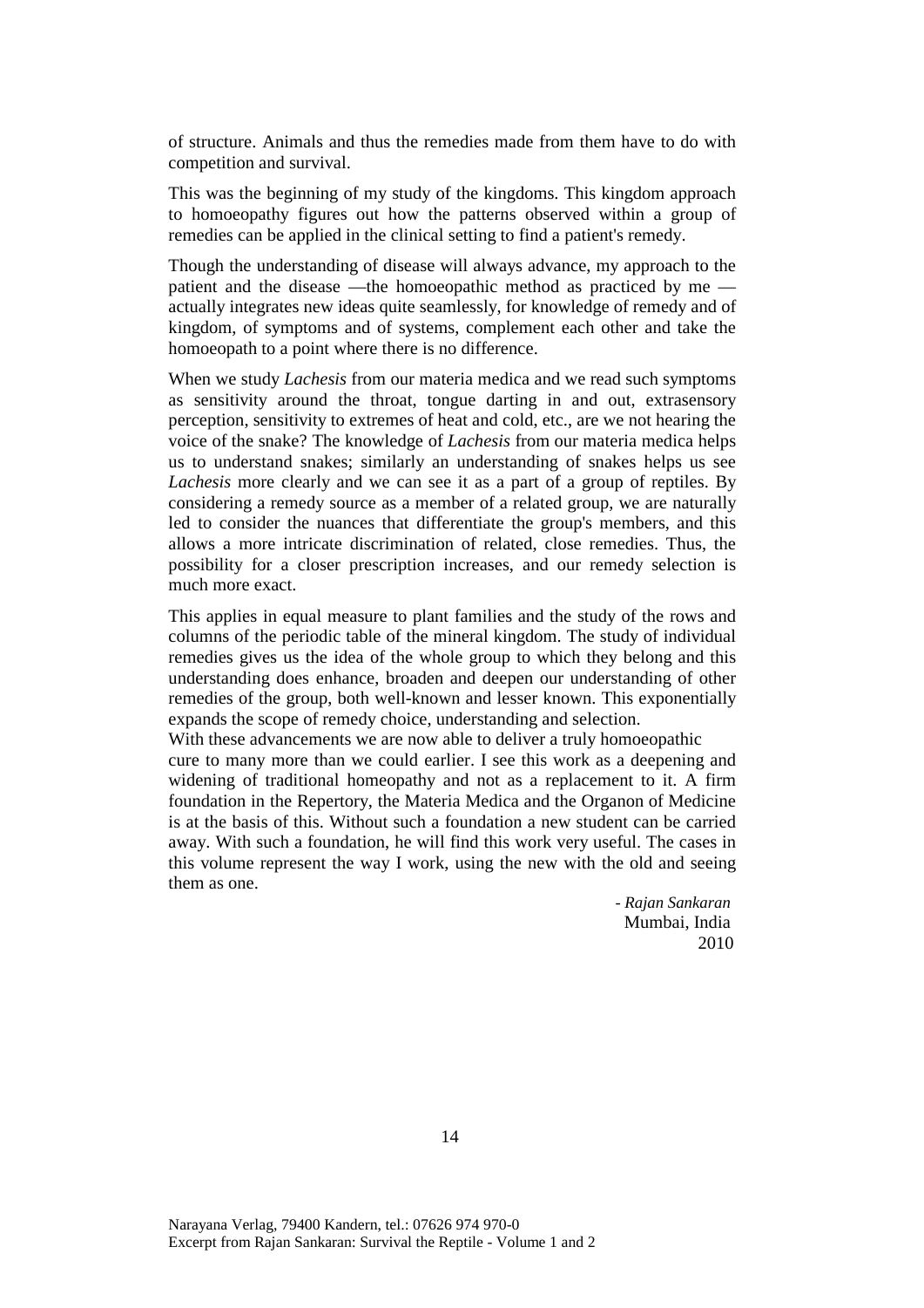of structure. Animals and thus the remedies made from them have to do with competition and survival.

This was the beginning of my study of the kingdoms. This kingdom approach to homoeopathy figures out how the patterns observed within a group of remedies can be applied in the clinical setting to find a patient's remedy.

Though the understanding of disease will always advance, my approach to the patient and the disease —the homoeopathic method as practiced by me — actually integrates new ideas quite seamlessly, for knowledge of remedy and of kingdom, of symptoms and of systems, complement each other and take the homoeopath to a point where there is no difference.

When we study *Lachesis* from our materia medica and we read such symptoms as sensitivity around the throat, tongue darting in and out, extrasensory perception, sensitivity to extremes of heat and cold, etc., are we not hearing the voice of the snake? The knowledge of *Lachesis* from our materia medica helps us to understand snakes; similarly an understanding of snakes helps us see *Lachesis* more clearly and we can see it as a part of a group of reptiles. By considering a remedy source as a member of a related group, we are naturally led to consider the nuances that differentiate the group's members, and this allows a more intricate discrimination of related, close remedies. Thus, the possibility for a closer prescription increases, and our remedy selection is much more exact.

This applies in equal measure to plant families and the study of the rows and columns of the periodic table of the mineral kingdom. The study of individual remedies gives us the idea of the whole group to which they belong and this understanding does enhance, broaden and deepen our understanding of other remedies of the group, both well-known and lesser known. This exponentially expands the scope of remedy choice, understanding and selection.

With these advancements we are now able to deliver a truly homoeopathic cure to many more than we could earlier. I see this work as a deepening and widening of traditional homeopathy and not as a replacement to it. A firm foundation in the Repertory, the Materia Medica and the Organon of Medicine is at the basis of this. Without such a foundation a new student can be carried away. With such a foundation, he will find this work very useful. The cases in this volume represent the way I work, using the new with the old and seeing them as one.

- *Rajan Sankaran*
Mumbai, India
2010

Narayana Verlag, 79400 Kandern, tel.: 07626 974 970-0
Excerpt from Rajan Sankaran: Survival the Reptile - Volume 1 and 2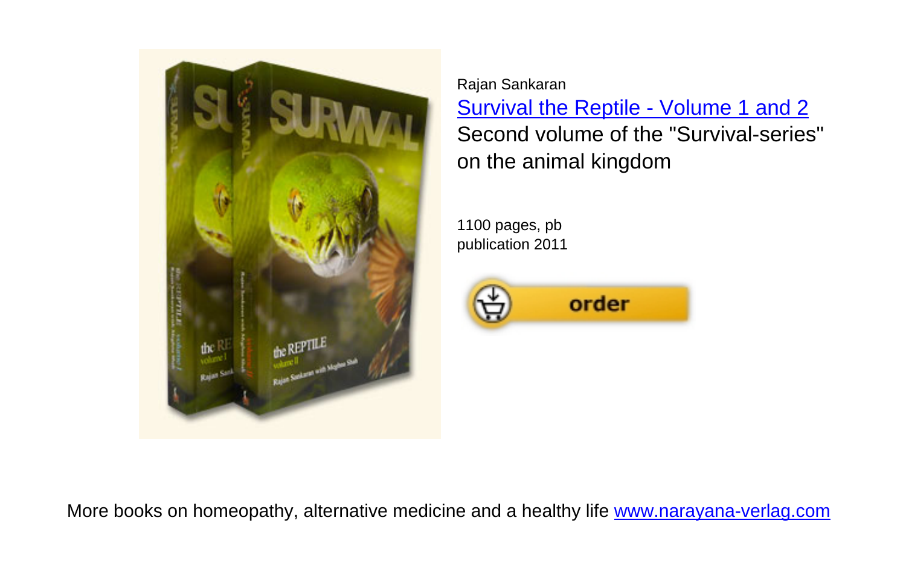Rajan Sankaran

[Survival the Reptile - Volume 1 and 2](#)

Second volume of the "Survival-series" on the animal kingdom

1100 pages, pb
publication 2011

order

More books on homeopathy, alternative medicine and a healthy life [www.narayana-verlag.com](http://www.narayana-verlag.com)